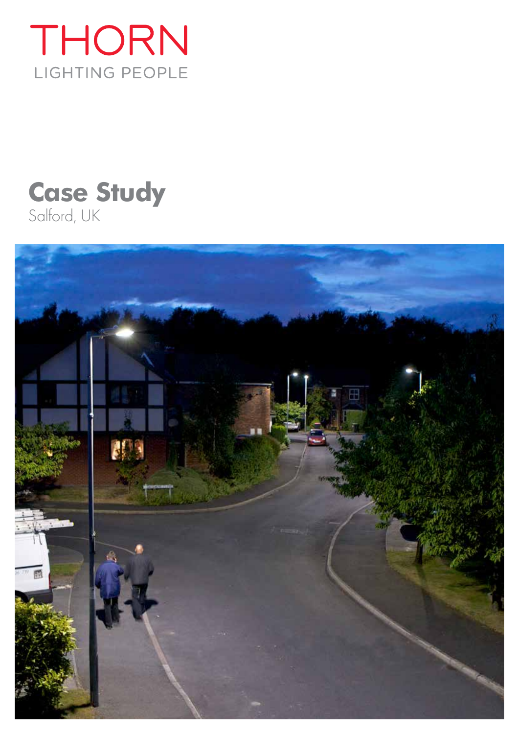# THORN

LIGHTING PEOPLE

## Case Study

Salford, UK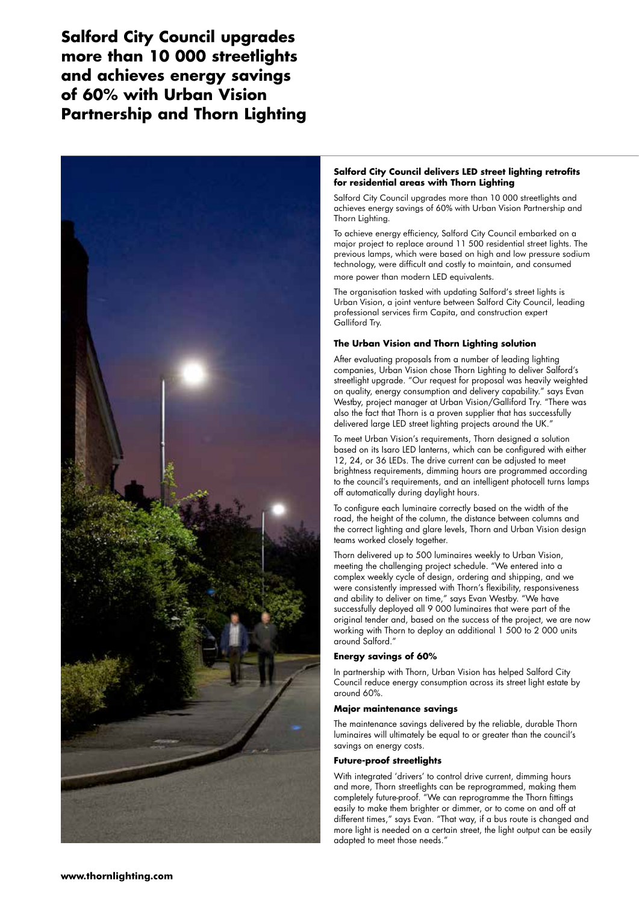# Salford City Council upgrades more than 10 000 streetlights and achieves energy savings of 60% with Urban Vision Partnership and Thorn Lighting

**Salford City Council delivers LED street lighting retrofits for residential areas with Thorn Lighting**

Salford City Council upgrades more than 10 000 streetlights and achieves energy savings of 60% with Urban Vision Partnership and Thorn Lighting.

To achieve energy efficiency, Salford City Council embarked on a major project to replace around 11 500 residential street lights. The previous lamps, which were based on high and low pressure sodium technology, were difficult and costly to maintain, and consumed more power than modern LED equivalents.

The organisation tasked with updating Salford's street lights is Urban Vision, a joint venture between Salford City Council, leading professional services firm Capita, and construction expert Galliford Try.

**The Urban Vision and Thorn Lighting solution**

After evaluating proposals from a number of leading lighting companies, Urban Vision chose Thorn Lighting to deliver Salford's streetlight upgrade. "Our request for proposal was heavily weighted on quality, energy consumption and delivery capability." says Evan Westby, project manager at Urban Vision/Galliford Try. "There was also the fact that Thorn is a proven supplier that has successfully delivered large LED street lighting projects around the UK."

To meet Urban Vision's requirements, Thorn designed a solution based on its Isaro LED lanterns, which can be configured with either 12, 24, or 36 LEDs. The drive current can be adjusted to meet brightness requirements, dimming hours are programmed according to the council's requirements, and an intelligent photocell turns lamps off automatically during daylight hours.

To configure each luminaire correctly based on the width of the road, the height of the column, the distance between columns and the correct lighting and glare levels, Thorn and Urban Vision design teams worked closely together.

Thorn delivered up to 500 luminaires weekly to Urban Vision, meeting the challenging project schedule. "We entered into a complex weekly cycle of design, ordering and shipping, and we were consistently impressed with Thorn's flexibility, responsiveness and ability to deliver on time," says Evan Westby. "We have successfully deployed all 9 000 luminaires that were part of the original tender and, based on the success of the project, we are now working with Thorn to deploy an additional 1 500 to 2 000 units around Salford."

**Energy savings of 60%**

In partnership with Thorn, Urban Vision has helped Salford City Council reduce energy consumption across its street light estate by around 60%.

**Major maintenance savings**

The maintenance savings delivered by the reliable, durable Thorn luminaires will ultimately be equal to or greater than the council's savings on energy costs.

**Future-proof streetlights**

With integrated 'drivers' to control drive current, dimming hours and more, Thorn streetlights can be reprogrammed, making them completely future-proof. "We can reprogramme the Thorn fittings easily to make them brighter or dimmer, or to come on and off at different times," says Evan. "That way, if a bus route is changed and more light is needed on a certain street, the light output can be easily adapted to meet those needs."

www.thornlighting.com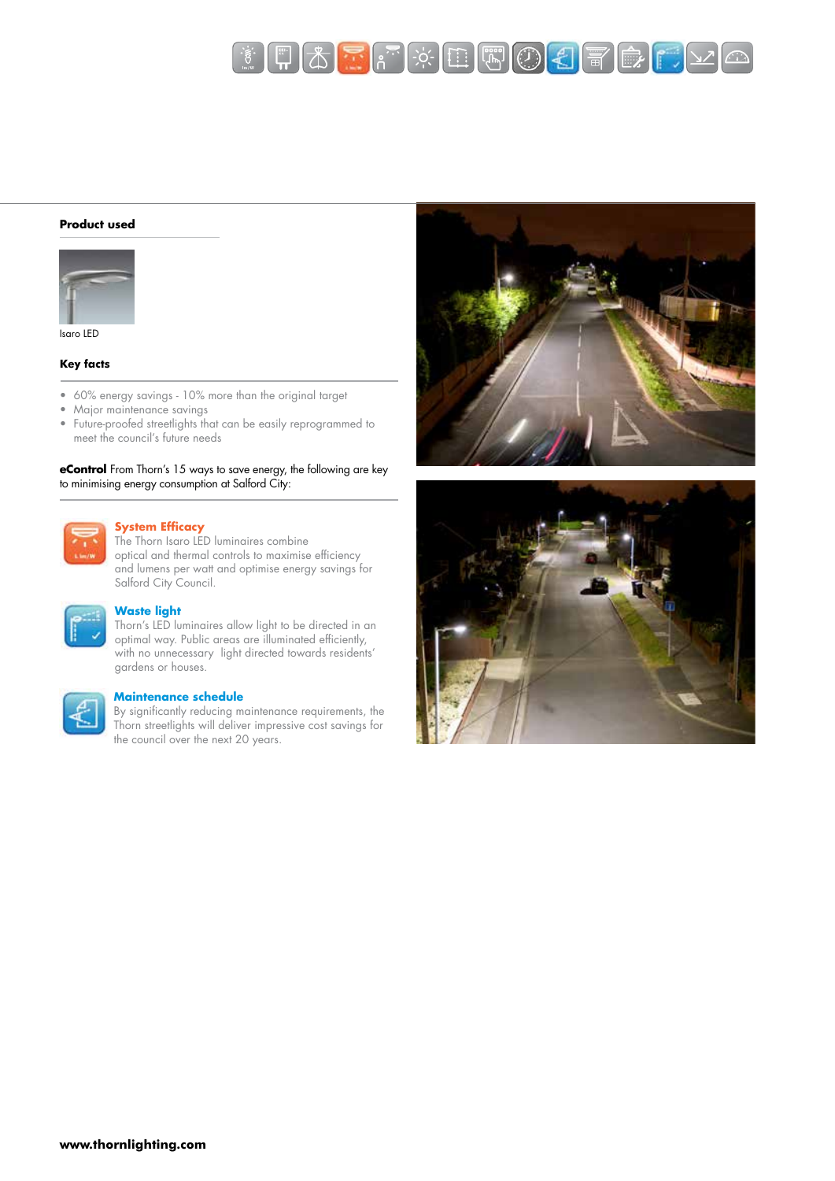## Product used

Isaro LED

## Key facts

- 60% energy savings - 10% more than the original target
- Major maintenance savings
- Future-proofed streetlights that can be easily reprogrammed to meet the council's future needs

**eControl** From Thorn's 15 ways to save energy, the following are key to minimising energy consumption at Salford City:

### System Efficacy

The Thorn Isaro LED luminaires combine optical and thermal controls to maximise efficiency and lumens per watt and optimise energy savings for Salford City Council.

### Waste light

Thorn's LED luminaires allow light to be directed in an optimal way. Public areas are illuminated efficiently, with no unnecessary light directed towards residents' gardens or houses.

### Maintenance schedule

By significantly reducing maintenance requirements, the Thorn streetlights will deliver impressive cost savings for the council over the next 20 years.

**www.thornlighting.com**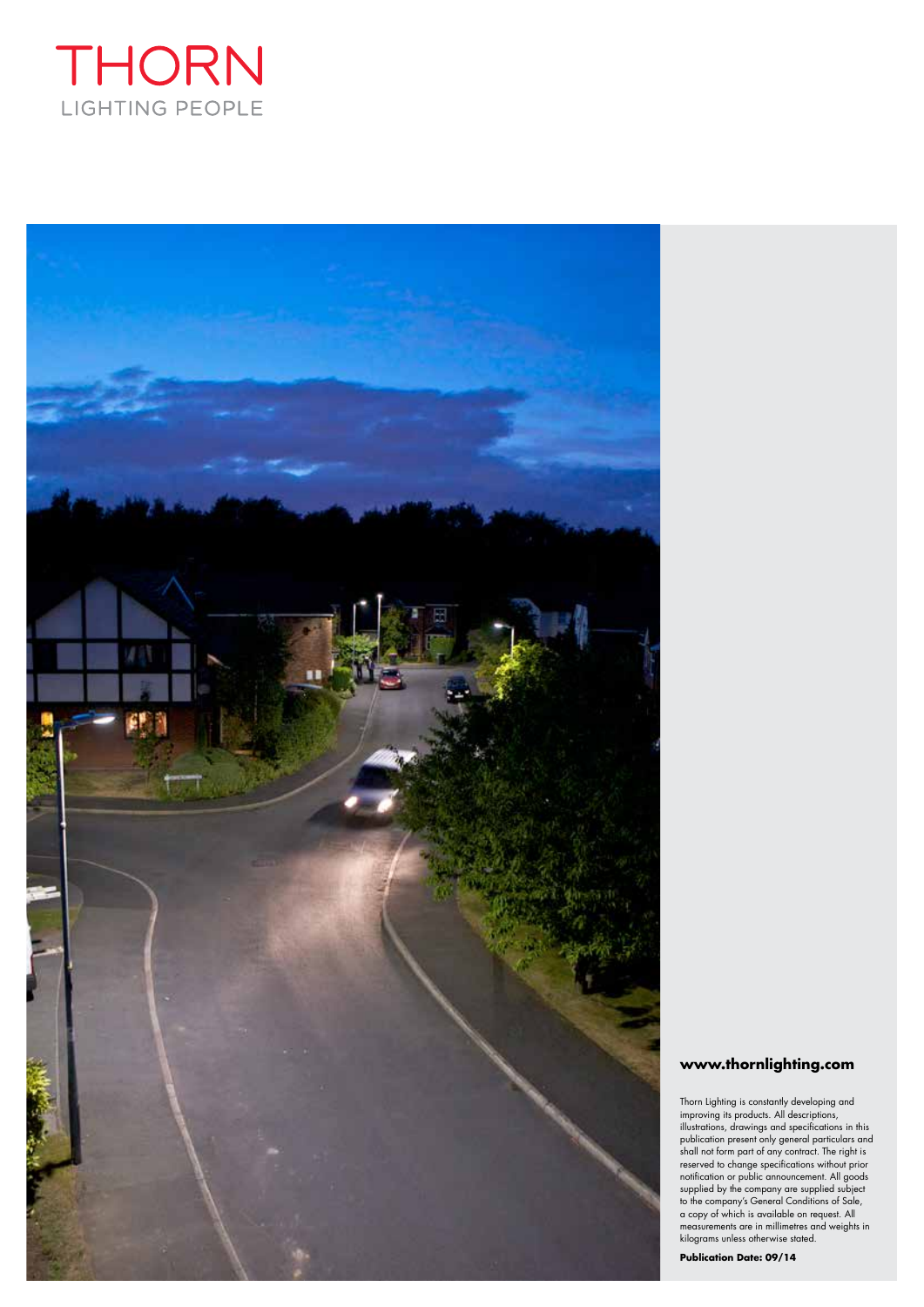THORN
LIGHTING PEOPLE

**www.thornlighting.com**

Thorn Lighting is constantly developing and improving its products. All descriptions, illustrations, drawings and specifications in this publication present only general particulars and shall not form part of any contract. The right is reserved to change specifications without prior notification or public announcement. All goods supplied by the company are supplied subject to the company's General Conditions of Sale, a copy of which is available on request. All measurements are in millimetres and weights in kilograms unless otherwise stated.

**Publication Date: 09/14**